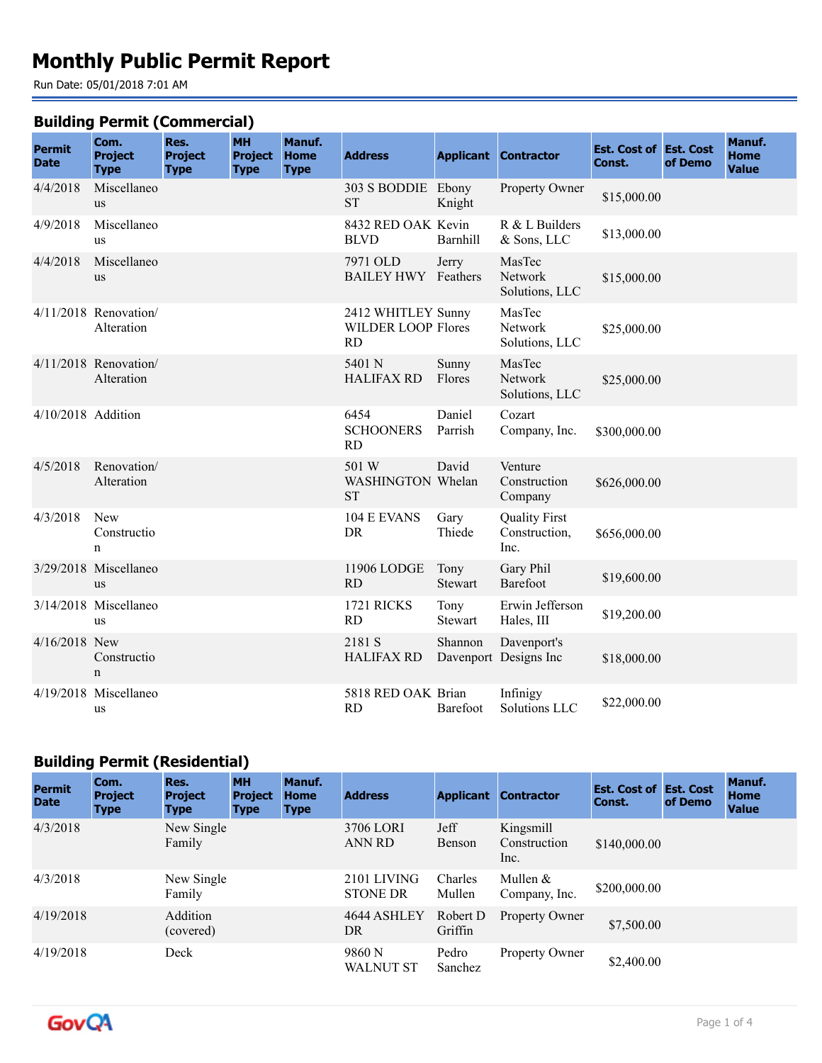# Monthly Public Permit Report

Run Date: 05/01/2018 7:01 AM

## Building Permit (Commercial)

| Permit Date | Com. Project Type | Res. Project Type | MH Project Type | Manuf. Home Type | Address | Applicant | Contractor | Est. Cost of Const. | Est. Cost of Demo | Manuf. Home Value |
|---|---|---|---|---|---|---|---|---|---|---|
| 4/4/2018 | Miscellaneous | | | | 303 S BODDIE ST | Ebony Knight | Property Owner | $15,000.00 | | |
| 4/9/2018 | Miscellaneous | | | | 8432 RED OAK BLVD | Kevin Barnhill | R & L Builders & Sons, LLC | $13,000.00 | | |
| 4/4/2018 | Miscellaneous | | | | 7971 OLD BAILEY HWY | Jerry Feathers | MasTec Network Solutions, LLC | $15,000.00 | | |
| 4/11/2018 | Renovation/ Alteration | | | | 2412 WHITLEY WILDER LOOP RD | Sunny Flores | MasTec Network Solutions, LLC | $25,000.00 | | |
| 4/11/2018 | Renovation/ Alteration | | | | 5401 N HALIFAX RD | Sunny Flores | MasTec Network Solutions, LLC | $25,000.00 | | |
| 4/10/2018 | Addition | | | | 6454 SCHOONERS RD | Daniel Parrish | Cozart Company, Inc. | $300,000.00 | | |
| 4/5/2018 | Renovation/ Alteration | | | | 501 W WASHINGTON ST | David Whelan | Venture Construction Company | $626,000.00 | | |
| 4/3/2018 | New Construction | | | | 104 E EVANS DR | Gary Thiede | Quality First Construction, Inc. | $656,000.00 | | |
| 3/29/2018 | Miscellaneous | | | | 11906 LODGE RD | Tony Stewart | Gary Phil Barefoot | $19,600.00 | | |
| 3/14/2018 | Miscellaneous | | | | 1721 RICKS RD | Tony Stewart | Erwin Jefferson Hales, III | $19,200.00 | | |
| 4/16/2018 | New Construction | | | | 2181 S HALIFAX RD | Shannon Davenport | Davenport's Designs Inc | $18,000.00 | | |
| 4/19/2018 | Miscellaneous | | | | 5818 RED OAK RD | Brian Barefoot | Infinigy Solutions LLC | $22,000.00 | | |

## Building Permit (Residential)

| Permit Date | Com. Project Type | Res. Project Type | MH Project Type | Manuf. Home Type | Address | Applicant | Contractor | Est. Cost of Const. | Est. Cost of Demo | Manuf. Home Value |
|---|---|---|---|---|---|---|---|---|---|---|
| 4/3/2018 | | New Single Family | | | 3706 LORI ANN RD | Jeff Benson | Kingsmill Construction Inc. | $140,000.00 | | |
| 4/3/2018 | | New Single Family | | | 2101 LIVING STONE DR | Charles Mullen | Mullen & Company, Inc. | $200,000.00 | | |
| 4/19/2018 | | Addition (covered) | | | 4644 ASHLEY DR | Robert D Griffin | Property Owner | $7,500.00 | | |
| 4/19/2018 | | Deck | | | 9860 N WALNUT ST | Pedro Sanchez | Property Owner | $2,400.00 | | |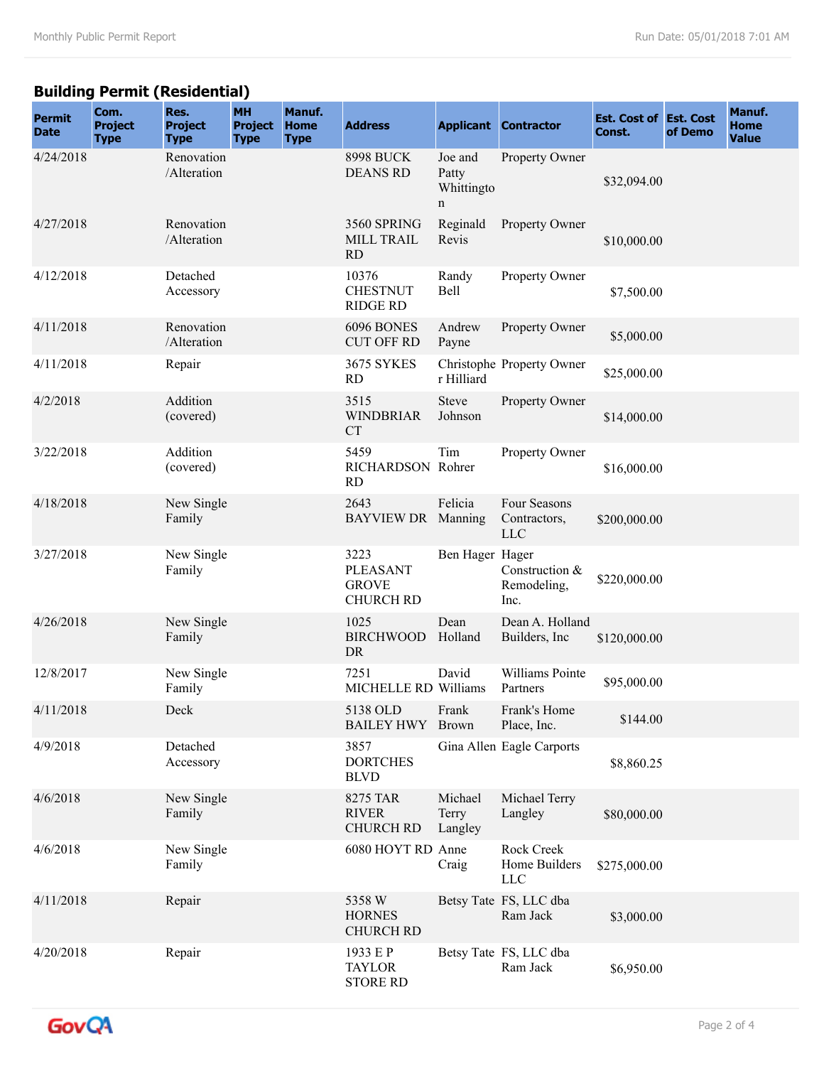## Building Permit (Residential)

| Permit Date | Com. Project Type | Res. Project Type | MH Project Type | Manuf. Home Type | Address | Applicant | Contractor | Est. Cost of Const. | Est. Cost of Demo | Manuf. Home Value |
|---|---|---|---|---|---|---|---|---|---|---|
| 4/24/2018 | | Renovation /Alteration | | | 8998 BUCK DEANS RD | Joe and Patty Whittington | Property Owner | $32,094.00 | | |
| 4/27/2018 | | Renovation /Alteration | | | 3560 SPRING MILL TRAIL RD | Reginald Revis | Property Owner | $10,000.00 | | |
| 4/12/2018 | | Detached Accessory | | | 10376 CHESTNUT RIDGE RD | Randy Bell | Property Owner | $7,500.00 | | |
| 4/11/2018 | | Renovation /Alteration | | | 6096 BONES CUT OFF RD | Andrew Payne | Property Owner | $5,000.00 | | |
| 4/11/2018 | | Repair | | | 3675 SYKES RD | Christopher Hilliard | Property Owner | $25,000.00 | | |
| 4/2/2018 | | Addition (covered) | | | 3515 WINDBRIAR CT | Steve Johnson | Property Owner | $14,000.00 | | |
| 3/22/2018 | | Addition (covered) | | | 5459 RICHARDSON RD | Tim Rohrer | Property Owner | $16,000.00 | | |
| 4/18/2018 | | New Single Family | | | 2643 BAYVIEW DR | Felicia Manning | Four Seasons Contractors, LLC | $200,000.00 | | |
| 3/27/2018 | | New Single Family | | | 3223 PLEASANT GROVE CHURCH RD | Ben Hager | Hager Construction & Remodeling, Inc. | $220,000.00 | | |
| 4/26/2018 | | New Single Family | | | 1025 BIRCHWOOD DR | Dean Holland | Dean A. Holland Builders, Inc | $120,000.00 | | |
| 12/8/2017 | | New Single Family | | | 7251 MICHELLE RD | David Williams | Williams Pointe Partners | $95,000.00 | | |
| 4/11/2018 | | Deck | | | 5138 OLD BAILEY HWY | Frank Brown | Frank's Home Place, Inc. | $144.00 | | |
| 4/9/2018 | | Detached Accessory | | | 3857 DORTCHES BLVD | Gina Allen | Eagle Carports | $8,860.25 | | |
| 4/6/2018 | | New Single Family | | | 8275 TAR RIVER CHURCH RD | Michael Terry Langley | Michael Terry Langley | $80,000.00 | | |
| 4/6/2018 | | New Single Family | | | 6080 HOYT RD | Anne Craig | Rock Creek Home Builders LLC | $275,000.00 | | |
| 4/11/2018 | | Repair | | | 5358 W HORNES CHURCH RD | Betsy Tate | FS, LLC dba Ram Jack | $3,000.00 | | |
| 4/20/2018 | | Repair | | | 1933 E P TAYLOR STORE RD | Betsy Tate | FS, LLC dba Ram Jack | $6,950.00 | | |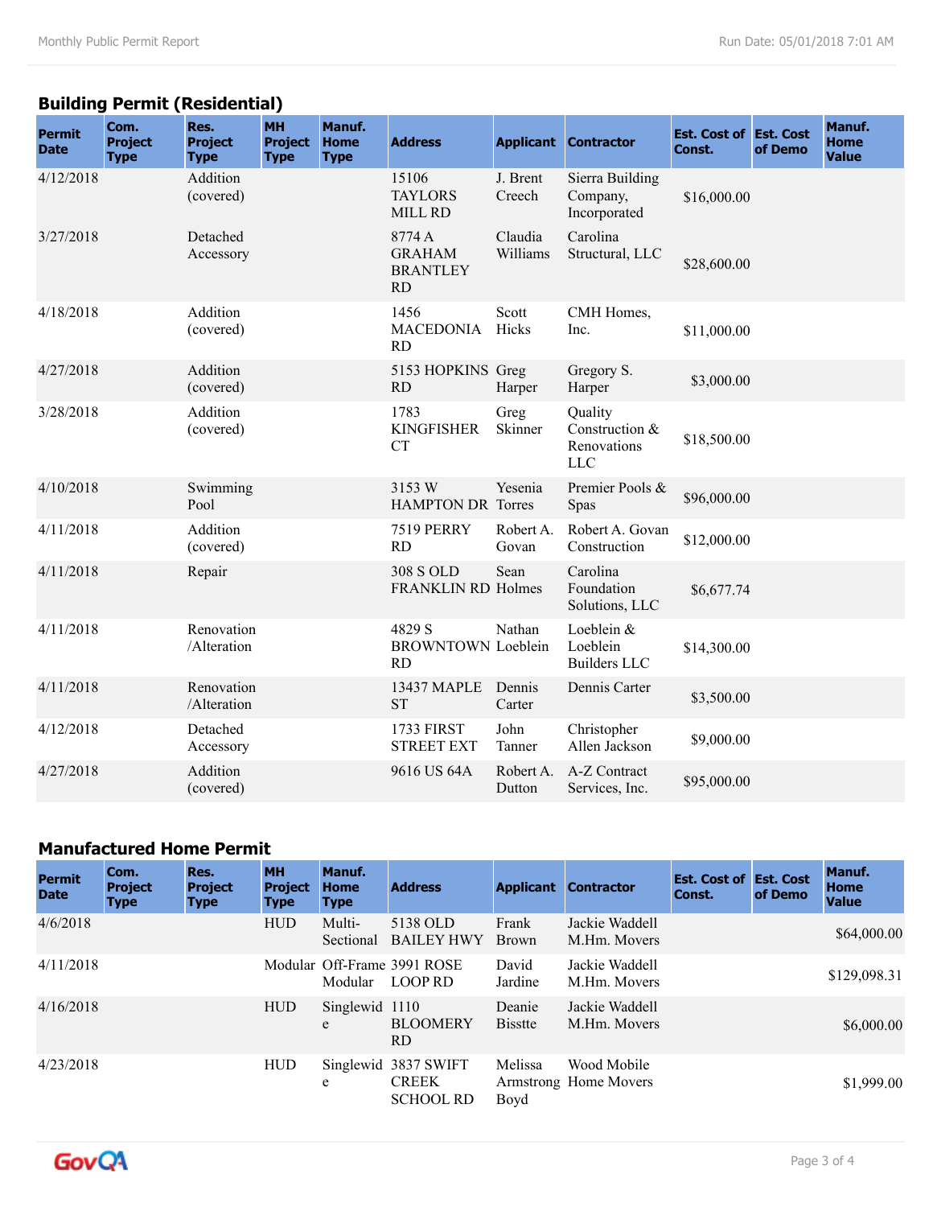## Building Permit (Residential)

| Permit Date | Com. Project Type | Res. Project Type | MH Project Type | Manuf. Home Type | Address | Applicant | Contractor | Est. Cost of Const. | Est. Cost of Demo | Manuf. Home Value |
|---|---|---|---|---|---|---|---|---|---|---|
| 4/12/2018 | | Addition (covered) | | | 15106 TAYLORS MILL RD | J. Brent Creech | Sierra Building Company, Incorporated | $16,000.00 | | |
| 3/27/2018 | | Detached Accessory | | | 8774 A GRAHAM BRANTLEY RD | Claudia Williams | Carolina Structural, LLC | $28,600.00 | | |
| 4/18/2018 | | Addition (covered) | | | 1456 MACEDONIA RD | Scott Hicks | CMH Homes, Inc. | $11,000.00 | | |
| 4/27/2018 | | Addition (covered) | | | 5153 HOPKINS RD | Greg Harper | Gregory S. Harper | $3,000.00 | | |
| 3/28/2018 | | Addition (covered) | | | 1783 KINGFISHER CT | Greg Skinner | Quality Construction & Renovations LLC | $18,500.00 | | |
| 4/10/2018 | | Swimming Pool | | | 3153 W HAMPTON DR | Yesenia Torres | Premier Pools & Spas | $96,000.00 | | |
| 4/11/2018 | | Addition (covered) | | | 7519 PERRY RD | Robert A. Govan | Robert A. Govan Construction | $12,000.00 | | |
| 4/11/2018 | | Repair | | | 308 S OLD FRANKLIN RD | Sean Holmes | Carolina Foundation Solutions, LLC | $6,677.74 | | |
| 4/11/2018 | | Renovation /Alteration | | | 4829 S BROWNTOWN RD | Nathan Loeblein | Loeblein & Loeblein Builders LLC | $14,300.00 | | |
| 4/11/2018 | | Renovation /Alteration | | | 13437 MAPLE ST | Dennis Carter | Dennis Carter | $3,500.00 | | |
| 4/12/2018 | | Detached Accessory | | | 1733 FIRST STREET EXT | John Tanner | Christopher Allen Jackson | $9,000.00 | | |
| 4/27/2018 | | Addition (covered) | | | 9616 US 64A | Robert A. Dutton | A-Z Contract Services, Inc. | $95,000.00 | | |

## Manufactured Home Permit

| Permit Date | Com. Project Type | Res. Project Type | MH Project Type | Manuf. Home Type | Address | Applicant | Contractor | Est. Cost of Const. | Est. Cost of Demo | Manuf. Home Value |
|---|---|---|---|---|---|---|---|---|---|---|
| 4/6/2018 | | | HUD | Multi-Sectional | 5138 OLD BAILEY HWY | Frank Brown | Jackie Waddell M.Hm. Movers | | | $64,000.00 |
| 4/11/2018 | | | Modular | Off-Frame Modular | 3991 ROSE LOOP RD | David Jardine | Jackie Waddell M.Hm. Movers | | | $129,098.31 |
| 4/16/2018 | | | HUD | Singlewide | 1110 BLOOMERY RD | Deanie Bisstte | Jackie Waddell M.Hm. Movers | | | $6,000.00 |
| 4/23/2018 | | | HUD | Singlewide | 3837 SWIFT CREEK SCHOOL RD | Melissa Armstrong Boyd | Wood Mobile Home Movers | | | $1,999.00 |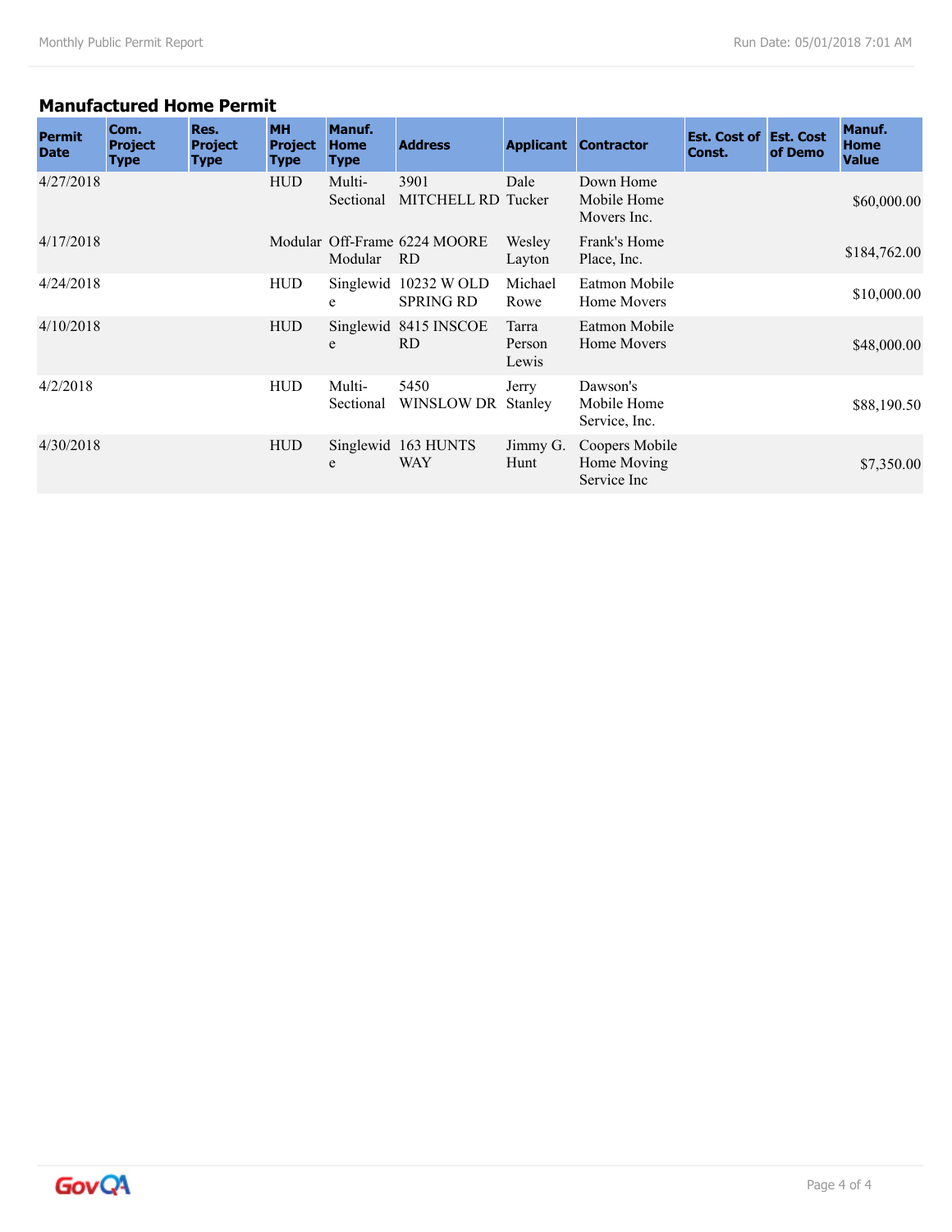## Manufactured Home Permit

| Permit Date | Com. Project Type | Res. Project Type | MH Project Type | Manuf. Home Type | Address | Applicant | Contractor | Est. Cost of Const. | Est. Cost of Demo | Manuf. Home Value |
|---|---|---|---|---|---|---|---|---|---|---|
| 4/27/2018 | | | HUD | Multi-Sectional | 3901 MITCHELL RD | Dale Tucker | Down Home Mobile Home Movers Inc. | | | $60,000.00 |
| 4/17/2018 | | | Modular | Off-Frame Modular | 6224 MOORE RD | Wesley Layton | Frank's Home Place, Inc. | | | $184,762.00 |
| 4/24/2018 | | | HUD | Singlewide | 10232 W OLD SPRING RD | Michael Rowe | Eatmon Mobile Home Movers | | | $10,000.00 |
| 4/10/2018 | | | HUD | Singlewide | 8415 INSCOE RD | Tarra Person Lewis | Eatmon Mobile Home Movers | | | $48,000.00 |
| 4/2/2018 | | | HUD | Multi-Sectional | 5450 WINSLOW DR | Jerry Stanley | Dawson's Mobile Home Service, Inc. | | | $88,190.50 |
| 4/30/2018 | | | HUD | Singlewide | 163 HUNTS WAY | Jimmy G. Hunt | Coopers Mobile Home Moving Service Inc | | | $7,350.00 |